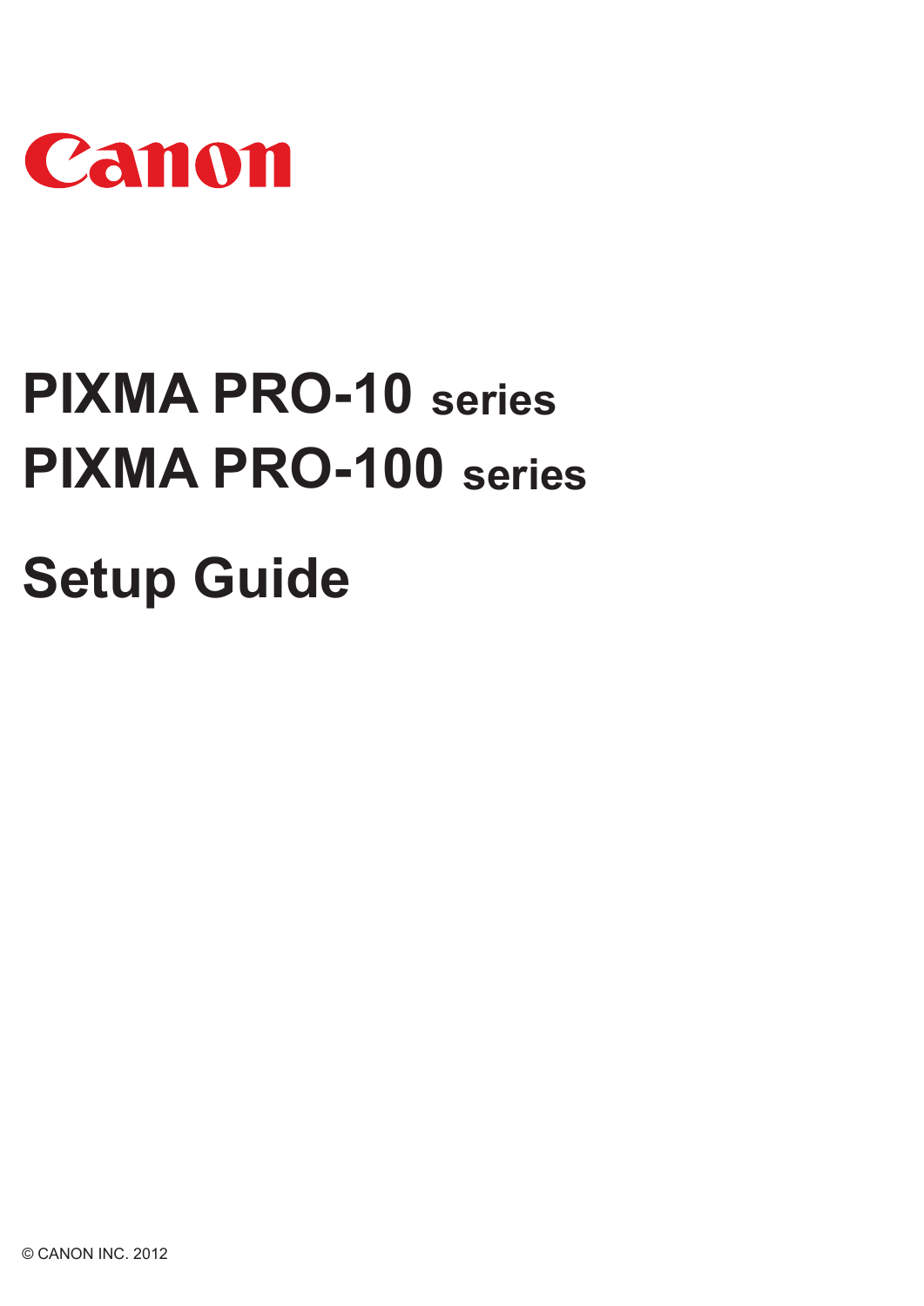Canon

# PIXMA PRO-10 series
# PIXMA PRO-100 series

# Setup Guide

© CANON INC. 2012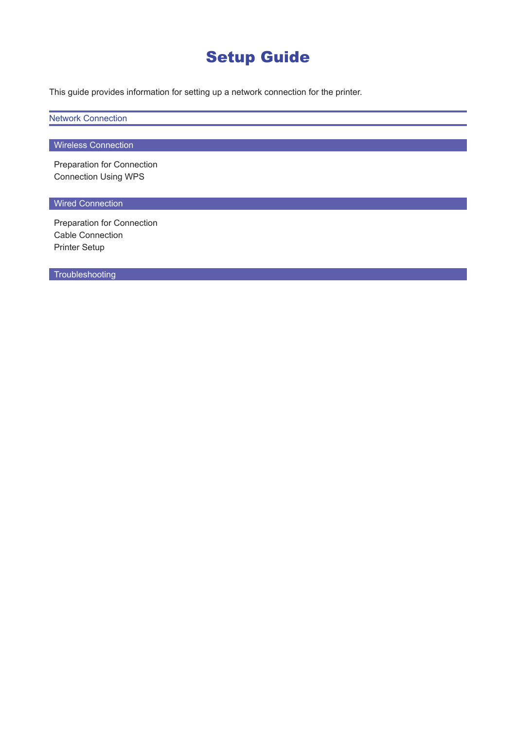# Setup Guide

This guide provides information for setting up a network connection for the printer.

## Network Connection

### Wireless Connection

Preparation for Connection
Connection Using WPS

### Wired Connection

Preparation for Connection
Cable Connection
Printer Setup

### Troubleshooting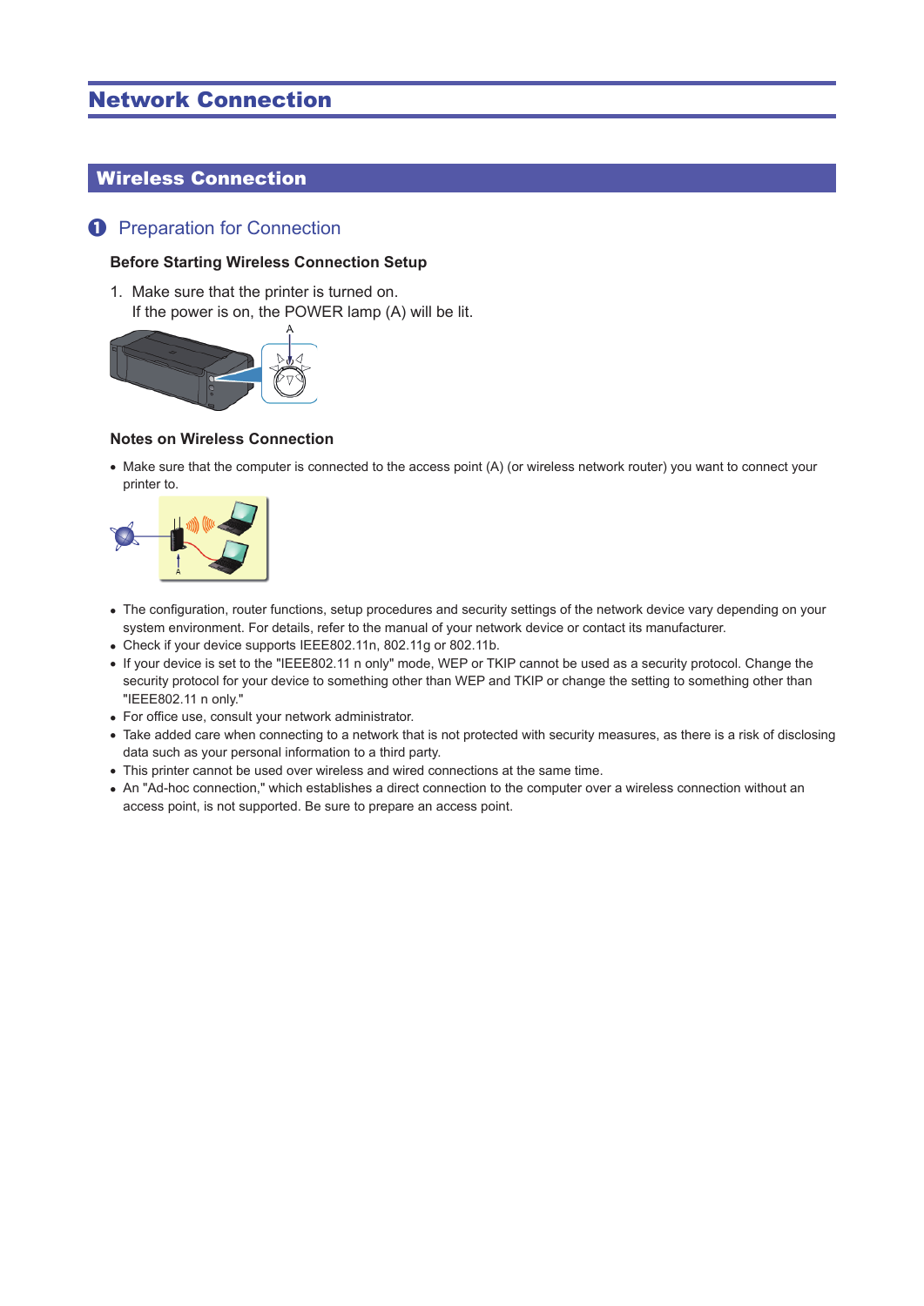# Network Connection

## Wireless Connection

### ❶ Preparation for Connection

**Before Starting Wireless Connection Setup**

1. Make sure that the printer is turned on.
   If the power is on, the POWER lamp (A) will be lit.

**Notes on Wireless Connection**

- Make sure that the computer is connected to the access point (A) (or wireless network router) you want to connect your printer to.

- The configuration, router functions, setup procedures and security settings of the network device vary depending on your system environment. For details, refer to the manual of your network device or contact its manufacturer.
- Check if your device supports IEEE802.11n, 802.11g or 802.11b.
- If your device is set to the "IEEE802.11 n only" mode, WEP or TKIP cannot be used as a security protocol. Change the security protocol for your device to something other than WEP and TKIP or change the setting to something other than "IEEE802.11 n only."
- For office use, consult your network administrator.
- Take added care when connecting to a network that is not protected with security measures, as there is a risk of disclosing data such as your personal information to a third party.
- This printer cannot be used over wireless and wired connections at the same time.
- An "Ad-hoc connection," which establishes a direct connection to the computer over a wireless connection without an access point, is not supported. Be sure to prepare an access point.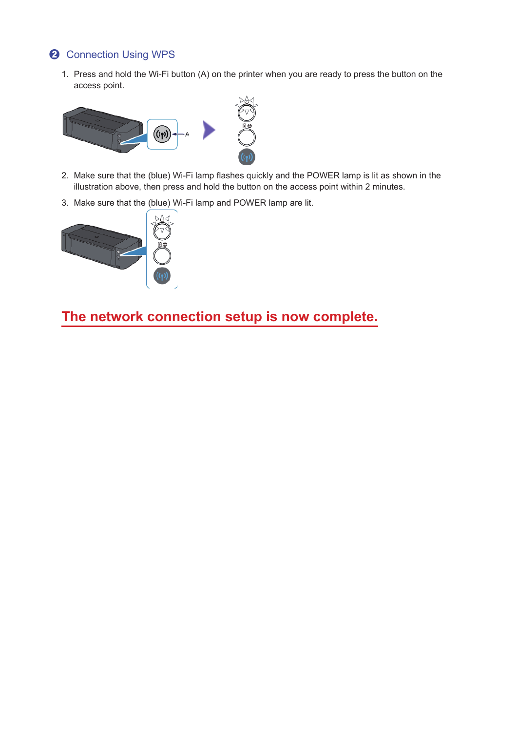## ❷ Connection Using WPS

1. Press and hold the Wi-Fi button (A) on the printer when you are ready to press the button on the access point.

2. Make sure that the (blue) Wi-Fi lamp flashes quickly and the POWER lamp is lit as shown in the illustration above, then press and hold the button on the access point within 2 minutes.

3. Make sure that the (blue) Wi-Fi lamp and POWER lamp are lit.

## The network connection setup is now complete.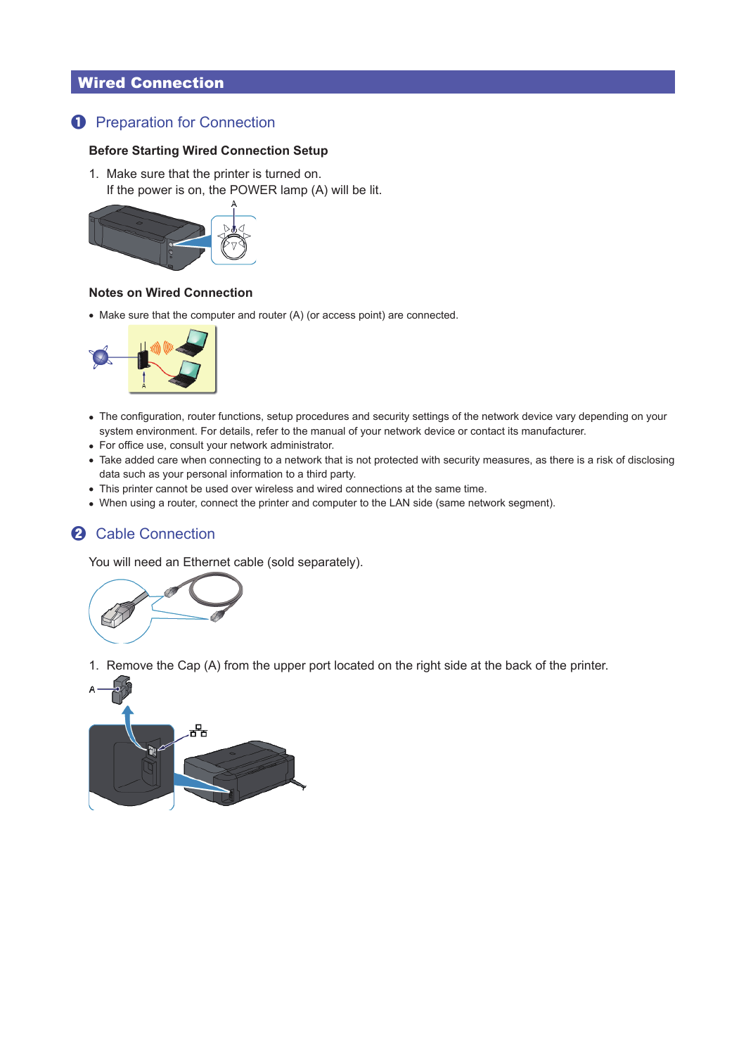# Wired Connection

## ❶ Preparation for Connection

**Before Starting Wired Connection Setup**

1. Make sure that the printer is turned on.
   If the power is on, the POWER lamp (A) will be lit.

**Notes on Wired Connection**

- Make sure that the computer and router (A) (or access point) are connected.

- The configuration, router functions, setup procedures and security settings of the network device vary depending on your system environment. For details, refer to the manual of your network device or contact its manufacturer.
- For office use, consult your network administrator.
- Take added care when connecting to a network that is not protected with security measures, as there is a risk of disclosing data such as your personal information to a third party.
- This printer cannot be used over wireless and wired connections at the same time.
- When using a router, connect the printer and computer to the LAN side (same network segment).

## ❷ Cable Connection

You will need an Ethernet cable (sold separately).

1. Remove the Cap (A) from the upper port located on the right side at the back of the printer.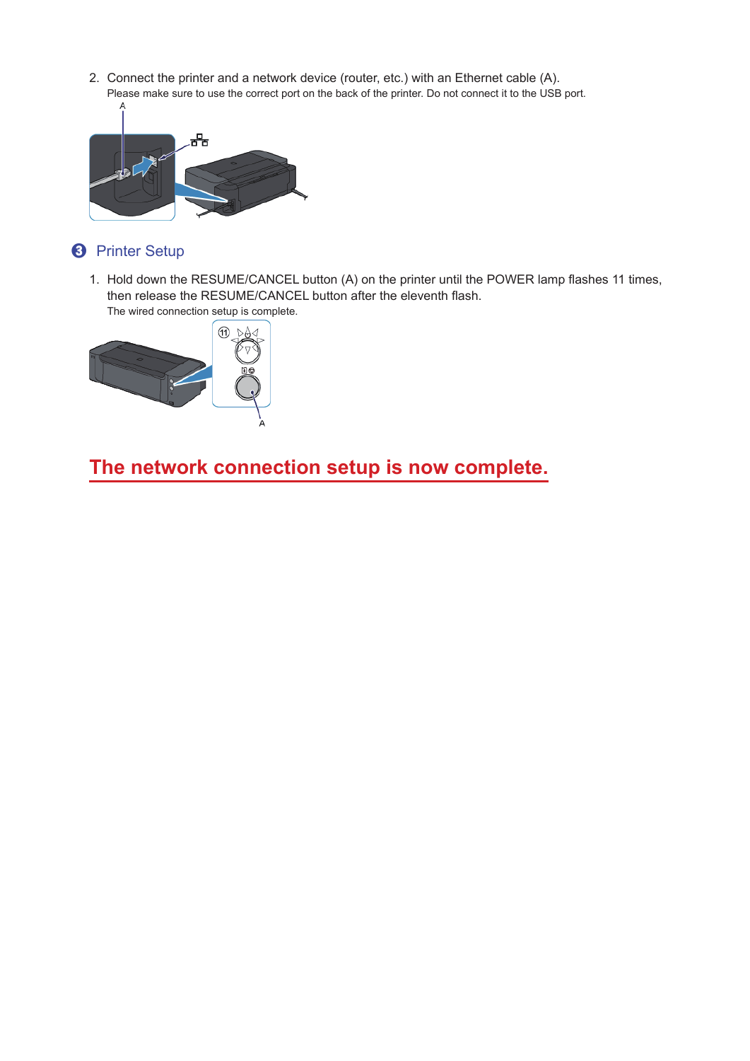2. Connect the printer and a network device (router, etc.) with an Ethernet cable (A).
   Please make sure to use the correct port on the back of the printer. Do not connect it to the USB port.

## ❸ Printer Setup

1. Hold down the RESUME/CANCEL button (A) on the printer until the POWER lamp flashes 11 times, then release the RESUME/CANCEL button after the eleventh flash.
   The wired connection setup is complete.

## The network connection setup is now complete.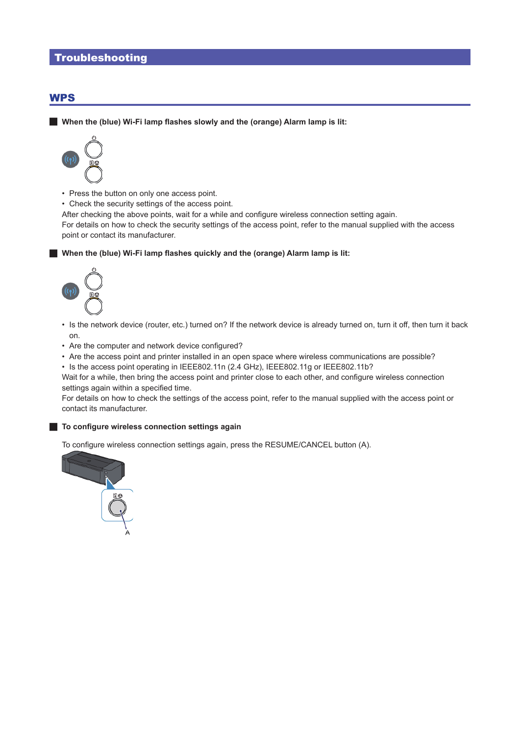# Troubleshooting

## WPS

### When the (blue) Wi-Fi lamp flashes slowly and the (orange) Alarm lamp is lit:

- Press the button on only one access point.
- Check the security settings of the access point.

After checking the above points, wait for a while and configure wireless connection setting again.
For details on how to check the security settings of the access point, refer to the manual supplied with the access point or contact its manufacturer.

### When the (blue) Wi-Fi lamp flashes quickly and the (orange) Alarm lamp is lit:

- Is the network device (router, etc.) turned on? If the network device is already turned on, turn it off, then turn it back on.
- Are the computer and network device configured?
- Are the access point and printer installed in an open space where wireless communications are possible?
- Is the access point operating in IEEE802.11n (2.4 GHz), IEEE802.11g or IEEE802.11b?

Wait for a while, then bring the access point and printer close to each other, and configure wireless connection settings again within a specified time.
For details on how to check the settings of the access point, refer to the manual supplied with the access point or contact its manufacturer.

### To configure wireless connection settings again

To configure wireless connection settings again, press the RESUME/CANCEL button (A).

A